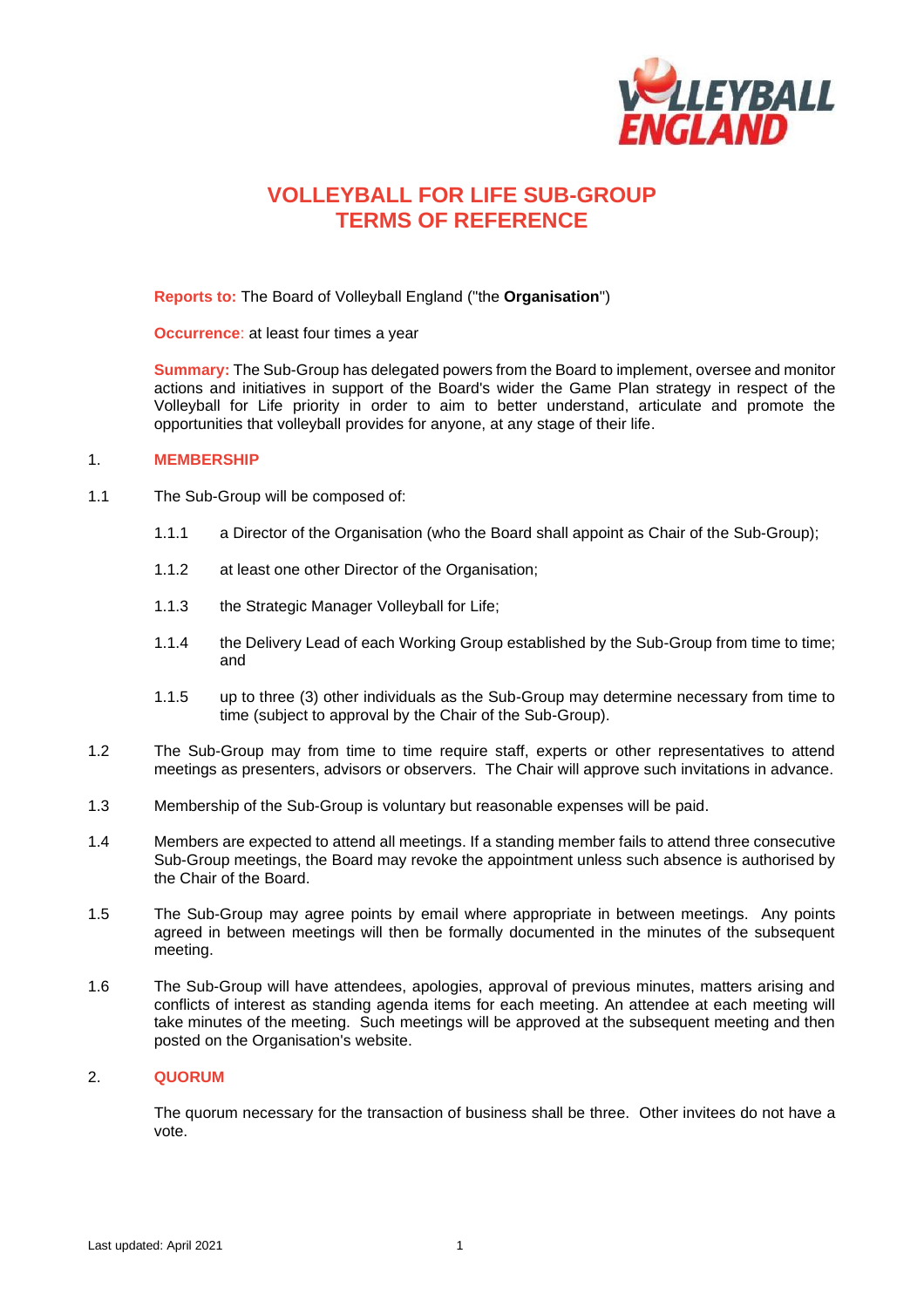# VOLLEYBALL FOR LIFE SUB-GROUP TERMS OF REFERENCE

**Reports to:** The Board of Volleyball England ("the **Organisation**")

**Occurrence**: at least four times a year

**Summary:** The Sub-Group has delegated powers from the Board to implement, oversee and monitor actions and initiatives in support of the Board's wider the Game Plan strategy in respect of the Volleyball for Life priority in order to aim to better understand, articulate and promote the opportunities that volleyball provides for anyone, at any stage of their life.

## 1. MEMBERSHIP

1.1 The Sub-Group will be composed of:

- 1.1.1 a Director of the Organisation (who the Board shall appoint as Chair of the Sub-Group);
- 1.1.2 at least one other Director of the Organisation;
- 1.1.3 the Strategic Manager Volleyball for Life;
- 1.1.4 the Delivery Lead of each Working Group established by the Sub-Group from time to time; and
- 1.1.5 up to three (3) other individuals as the Sub-Group may determine necessary from time to time (subject to approval by the Chair of the Sub-Group).

1.2 The Sub-Group may from time to time require staff, experts or other representatives to attend meetings as presenters, advisors or observers. The Chair will approve such invitations in advance.

1.3 Membership of the Sub-Group is voluntary but reasonable expenses will be paid.

1.4 Members are expected to attend all meetings. If a standing member fails to attend three consecutive Sub-Group meetings, the Board may revoke the appointment unless such absence is authorised by the Chair of the Board.

1.5 The Sub-Group may agree points by email where appropriate in between meetings. Any points agreed in between meetings will then be formally documented in the minutes of the subsequent meeting.

1.6 The Sub-Group will have attendees, apologies, approval of previous minutes, matters arising and conflicts of interest as standing agenda items for each meeting. An attendee at each meeting will take minutes of the meeting. Such meetings will be approved at the subsequent meeting and then posted on the Organisation's website.

## 2. QUORUM

The quorum necessary for the transaction of business shall be three. Other invitees do not have a vote.

Last updated: April 2021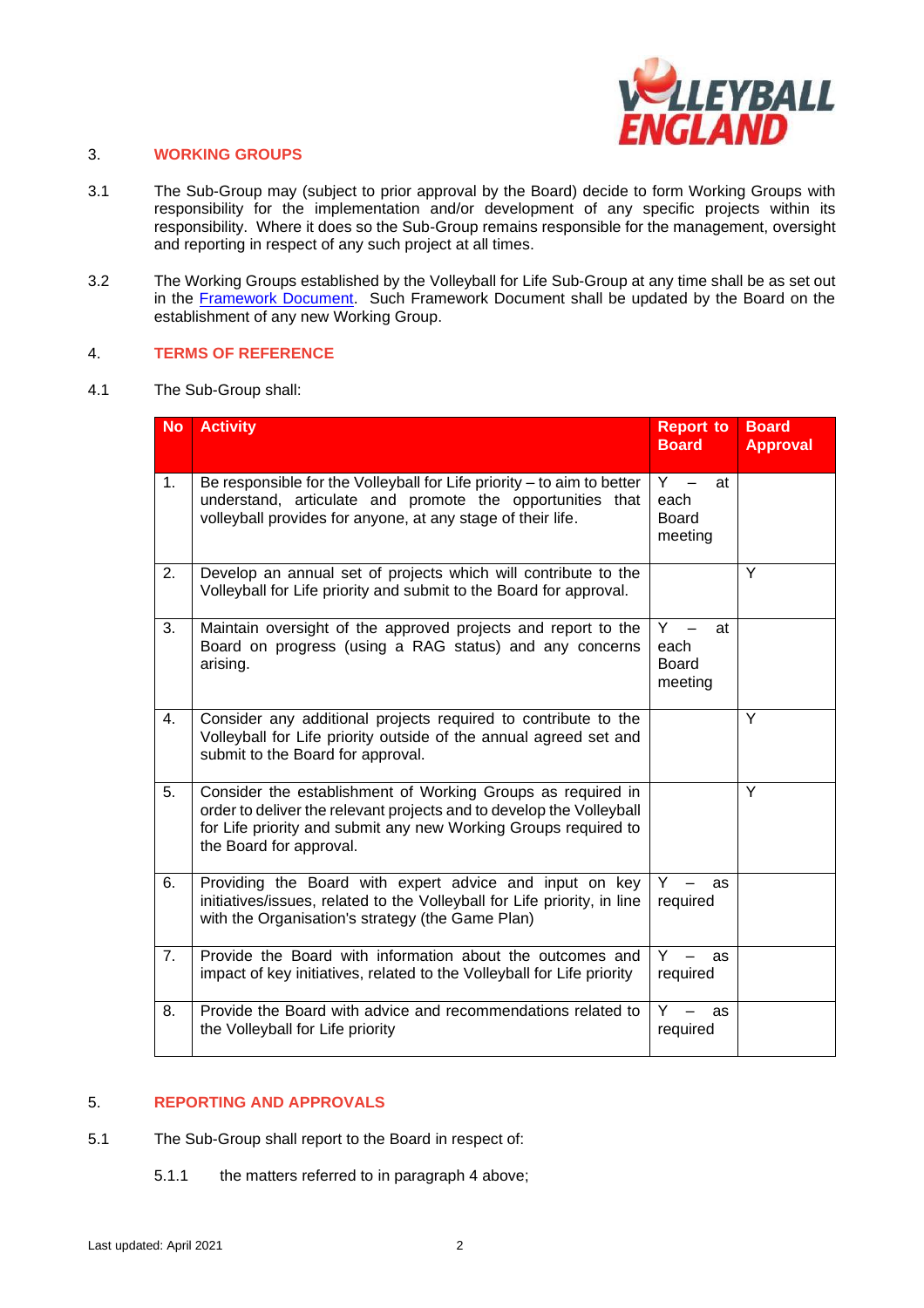## 3. WORKING GROUPS

3.1 The Sub-Group may (subject to prior approval by the Board) decide to form Working Groups with responsibility for the implementation and/or development of any specific projects within its responsibility. Where it does so the Sub-Group remains responsible for the management, oversight and reporting in respect of any such project at all times.

3.2 The Working Groups established by the Volleyball for Life Sub-Group at any time shall be as set out in the [Framework Document](). Such Framework Document shall be updated by the Board on the establishment of any new Working Group.

## 4. TERMS OF REFERENCE

4.1 The Sub-Group shall:

| No | Activity | Report to Board | Board Approval |
|---|---|---|---|
| 1. | Be responsible for the Volleyball for Life priority – to aim to better understand, articulate and promote the opportunities that volleyball provides for anyone, at any stage of their life. | Y – at each Board meeting | |
| 2. | Develop an annual set of projects which will contribute to the Volleyball for Life priority and submit to the Board for approval. | | Y |
| 3. | Maintain oversight of the approved projects and report to the Board on progress (using a RAG status) and any concerns arising. | Y – at each Board meeting | |
| 4. | Consider any additional projects required to contribute to the Volleyball for Life priority outside of the annual agreed set and submit to the Board for approval. | | Y |
| 5. | Consider the establishment of Working Groups as required in order to deliver the relevant projects and to develop the Volleyball for Life priority and submit any new Working Groups required to the Board for approval. | | Y |
| 6. | Providing the Board with expert advice and input on key initiatives/issues, related to the Volleyball for Life priority, in line with the Organisation's strategy (the Game Plan) | Y – as required | |
| 7. | Provide the Board with information about the outcomes and impact of key initiatives, related to the Volleyball for Life priority | Y – as required | |
| 8. | Provide the Board with advice and recommendations related to the Volleyball for Life priority | Y – as required | |

## 5. REPORTING AND APPROVALS

5.1 The Sub-Group shall report to the Board in respect of:

5.1.1 the matters referred to in paragraph 4 above;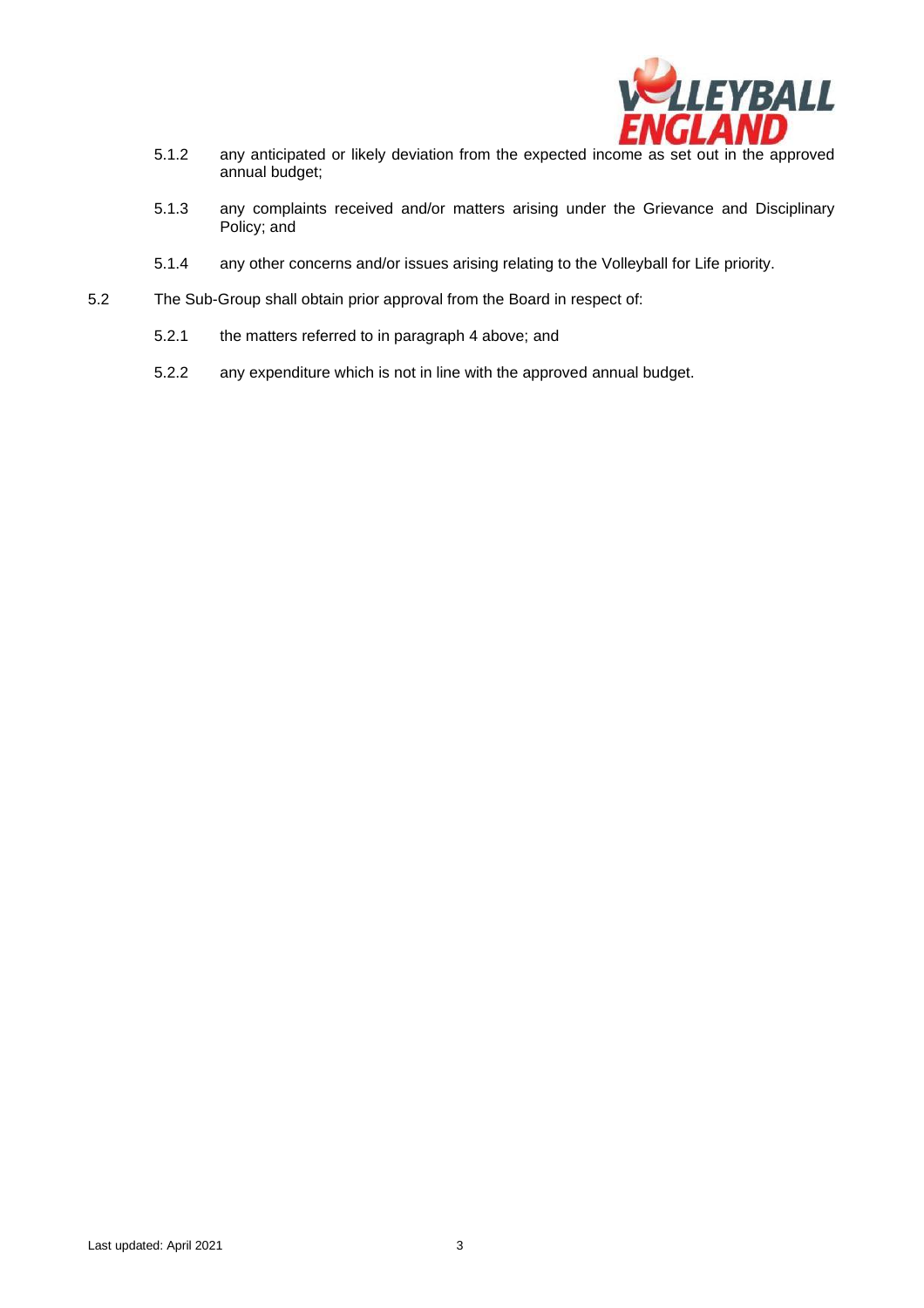5.1.2 any anticipated or likely deviation from the expected income as set out in the approved annual budget;

5.1.3 any complaints received and/or matters arising under the Grievance and Disciplinary Policy; and

5.1.4 any other concerns and/or issues arising relating to the Volleyball for Life priority.

5.2 The Sub-Group shall obtain prior approval from the Board in respect of:

5.2.1 the matters referred to in paragraph 4 above; and

5.2.2 any expenditure which is not in line with the approved annual budget.

Last updated: April 2021